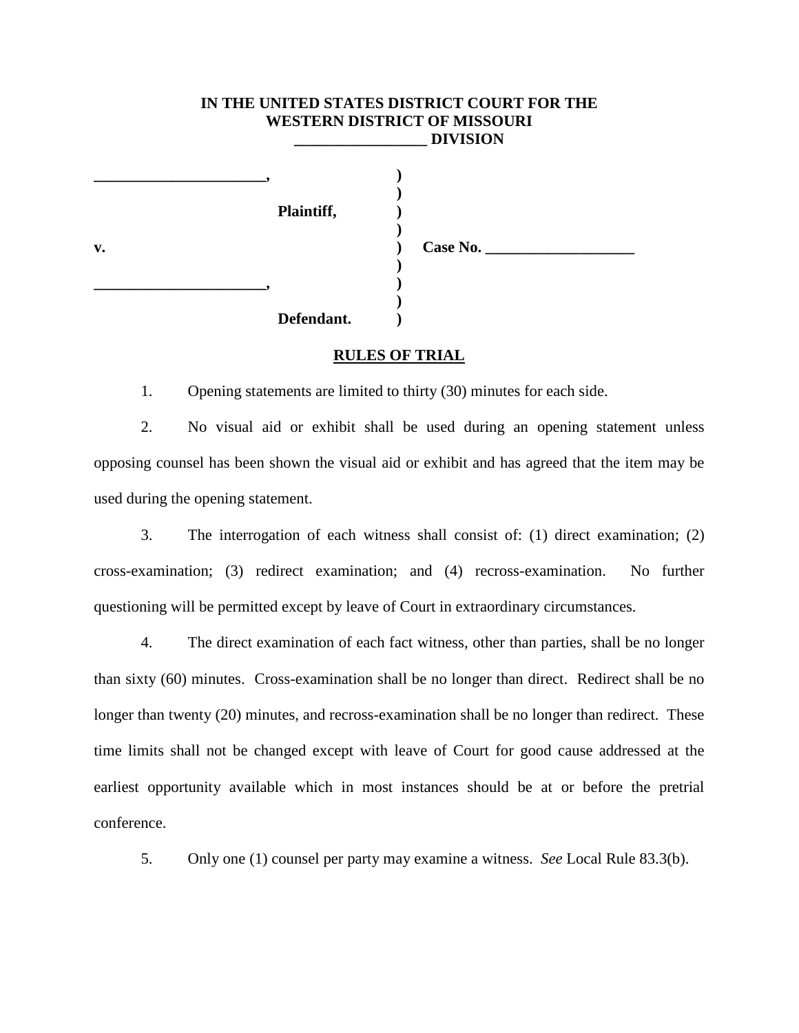**IN THE UNITED STATES DISTRICT COURT FOR THE**
**WESTERN DISTRICT OF MISSOURI**
**_________________ DIVISION**

| | | |
|---|---|---|
| **______________________,** | **)** | |
| | **)** | |
| **Plaintiff,** | **)** | |
| | **)** | |
| **v.** | **)** | **Case No. ____________________** |
| | **)** | |
| **______________________,** | **)** | |
| | **)** | |
| **Defendant.** | **)** | |

**RULES OF TRIAL**

1. Opening statements are limited to thirty (30) minutes for each side.

2. No visual aid or exhibit shall be used during an opening statement unless opposing counsel has been shown the visual aid or exhibit and has agreed that the item may be used during the opening statement.

3. The interrogation of each witness shall consist of: (1) direct examination; (2) cross-examination; (3) redirect examination; and (4) recross-examination. No further questioning will be permitted except by leave of Court in extraordinary circumstances.

4. The direct examination of each fact witness, other than parties, shall be no longer than sixty (60) minutes. Cross-examination shall be no longer than direct. Redirect shall be no longer than twenty (20) minutes, and recross-examination shall be no longer than redirect. These time limits shall not be changed except with leave of Court for good cause addressed at the earliest opportunity available which in most instances should be at or before the pretrial conference.

5. Only one (1) counsel per party may examine a witness. *See* Local Rule 83.3(b).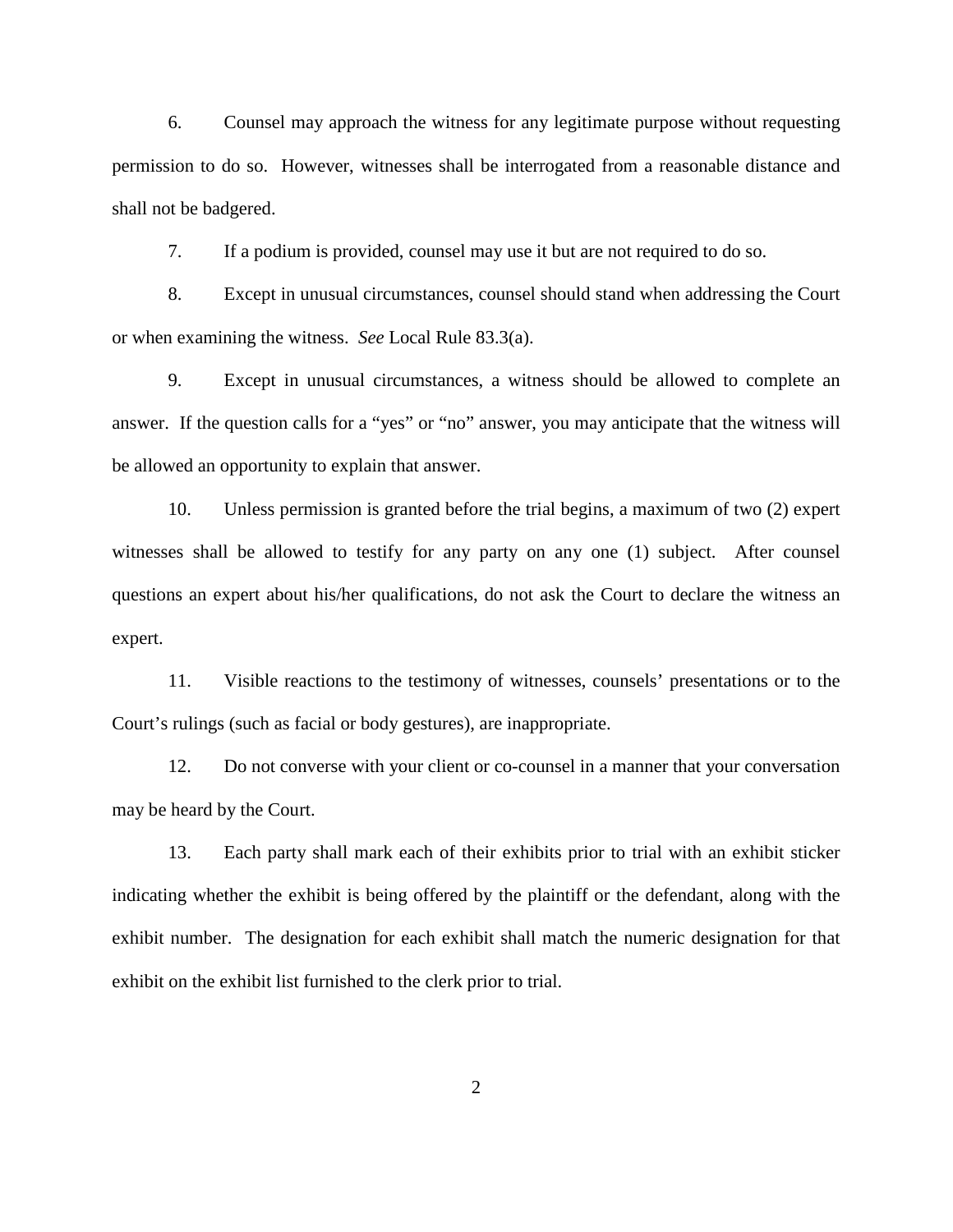6. Counsel may approach the witness for any legitimate purpose without requesting permission to do so. However, witnesses shall be interrogated from a reasonable distance and shall not be badgered.

7. If a podium is provided, counsel may use it but are not required to do so.

8. Except in unusual circumstances, counsel should stand when addressing the Court or when examining the witness. *See* Local Rule 83.3(a).

9. Except in unusual circumstances, a witness should be allowed to complete an answer. If the question calls for a "yes" or "no" answer, you may anticipate that the witness will be allowed an opportunity to explain that answer.

10. Unless permission is granted before the trial begins, a maximum of two (2) expert witnesses shall be allowed to testify for any party on any one (1) subject. After counsel questions an expert about his/her qualifications, do not ask the Court to declare the witness an expert.

11. Visible reactions to the testimony of witnesses, counsels' presentations or to the Court's rulings (such as facial or body gestures), are inappropriate.

12. Do not converse with your client or co-counsel in a manner that your conversation may be heard by the Court.

13. Each party shall mark each of their exhibits prior to trial with an exhibit sticker indicating whether the exhibit is being offered by the plaintiff or the defendant, along with the exhibit number. The designation for each exhibit shall match the numeric designation for that exhibit on the exhibit list furnished to the clerk prior to trial.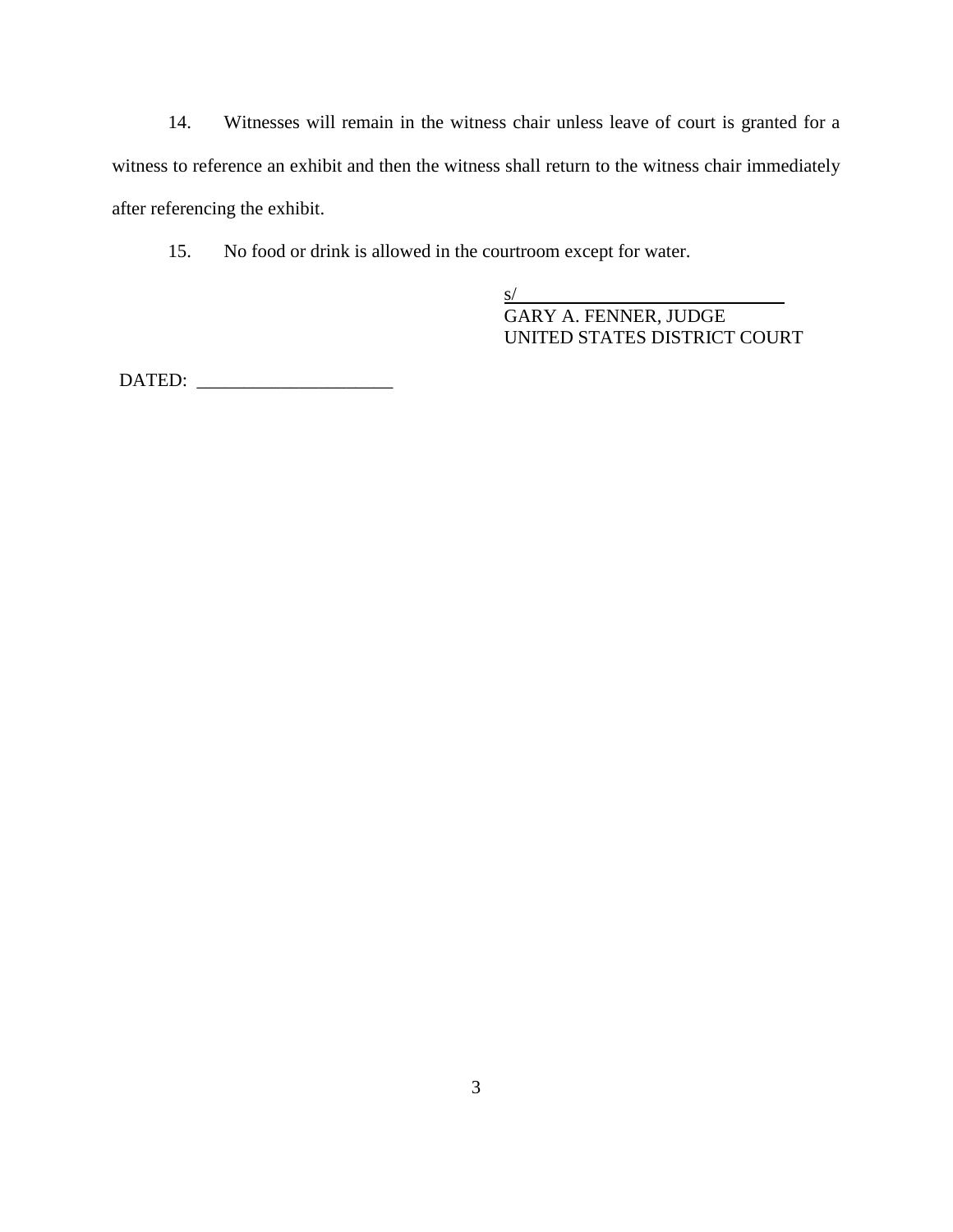14. Witnesses will remain in the witness chair unless leave of court is granted for a witness to reference an exhibit and then the witness shall return to the witness chair immediately after referencing the exhibit.

15. No food or drink is allowed in the courtroom except for water.

s/\_\_\_\_\_\_\_\_\_\_\_\_\_\_\_\_\_\_\_\_\_\_\_\_\_\_\_\_
GARY A. FENNER, JUDGE
UNITED STATES DISTRICT COURT

DATED: \_\_\_\_\_\_\_\_\_\_\_\_\_\_\_\_\_\_\_\_\_